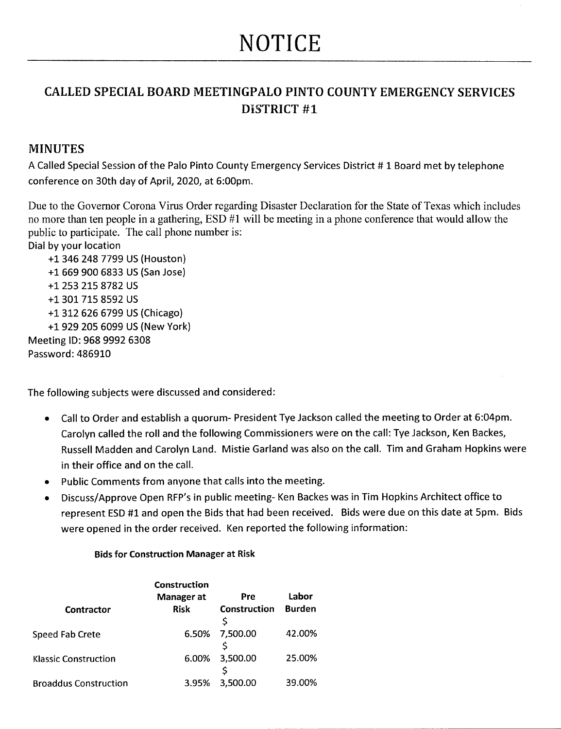# NOTICE

## CALLED SPECIAL BOARD MEETINGPALO PINTO COUNTY EMERGENCY SERVICES DISTRICT #1

### MINUTES

A Called Special Session of the Palo Pinto County Emergency Services District # 1 Board met by telephone conference on 30th day of April, 2020, at 6:00pm.

Due to the Governor Corona Virus Order regarding Disaster Declaration for the State of Texas which includes no more than ten people in a gathering, ESD #1 will be meeting in a phone conference that would allow the public to participate. The call phone number is:

Dial by your location

+1 346 248 7799 US (Houston)
+1 669 900 6833 US (San Jose)
+1 253 215 8782 US
+1 301 715 8592 US
+1 312 626 6799 US (Chicago)
+1 929 205 6099 US (New York)

Meeting ID: 968 9992 6308
Password: 486910

The following subjects were discussed and considered:

- Call to Order and establish a quorum- President Tye Jackson called the meeting to Order at 6:04pm. Carolyn called the roll and the following Commissioners were on the call: Tye Jackson, Ken Backes, Russell Madden and Carolyn Land. Mistie Garland was also on the call. Tim and Graham Hopkins were in their office and on the call.
- Public Comments from anyone that calls into the meeting.
- Discuss/Approve Open RFP's in public meeting- Ken Backes was in Tim Hopkins Architect office to represent ESD #1 and open the Bids that had been received. Bids were due on this date at 5pm. Bids were opened in the order received. Ken reported the following information:

**Bids for Construction Manager at Risk**

| Contractor | Construction Manager at Risk | Pre Construction | Labor Burden |
|---|---|---|---|
| Speed Fab Crete | 6.50% | $ 7,500.00 | 42.00% |
| Klassic Construction | 6.00% | $ 3,500.00 | 25.00% |
| Broaddus Construction | 3.95% | $ 3,500.00 | 39.00% |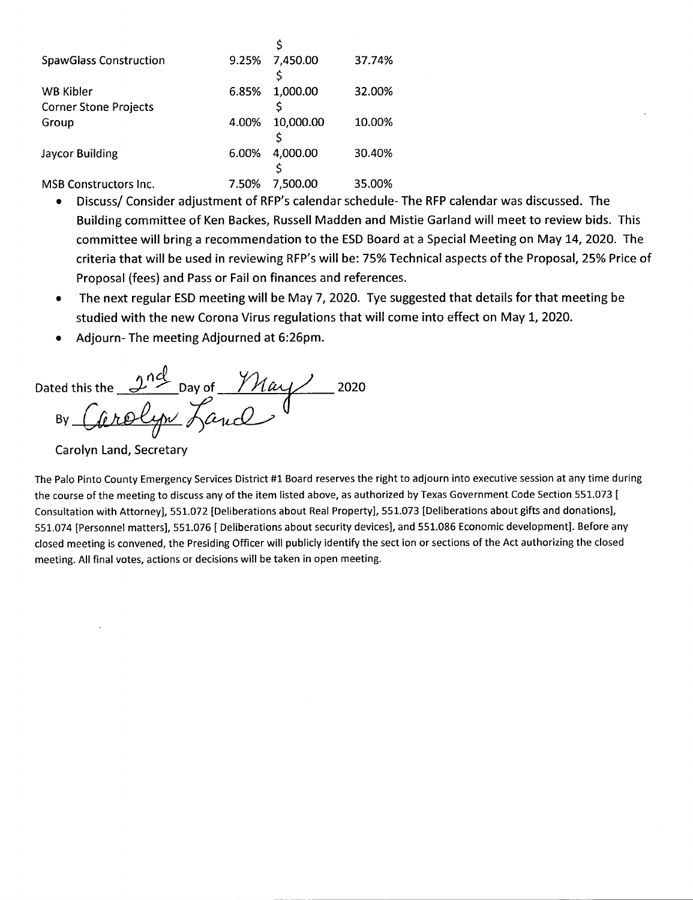| | | | |
|---|---|---|---|
| SpawGlass Construction | 9.25% | $ 7,450.00 | 37.74% |
| WB Kibler | 6.85% | $ 1,000.00 | 32.00% |
| Corner Stone Projects Group | 4.00% | $ 10,000.00 | 10.00% |
| Jaycor Building | 6.00% | $ 4,000.00 | 30.40% |
| MSB Constructors Inc. | 7.50% | $ 7,500.00 | 35.00% |

- Discuss/ Consider adjustment of RFP's calendar schedule- The RFP calendar was discussed. The Building committee of Ken Backes, Russell Madden and Mistie Garland will meet to review bids. This committee will bring a recommendation to the ESD Board at a Special Meeting on May 14, 2020. The criteria that will be used in reviewing RFP's will be: 75% Technical aspects of the Proposal, 25% Price of Proposal (fees) and Pass or Fail on finances and references.
- The next regular ESD meeting will be May 7, 2020. Tye suggested that details for that meeting be studied with the new Corona Virus regulations that will come into effect on May 1, 2020.
- Adjourn- The meeting Adjourned at 6:26pm.

Dated this the 2nd Day of May 2020

By Carolyn Land

Carolyn Land, Secretary

The Palo Pinto County Emergency Services District #1 Board reserves the right to adjourn into executive session at any time during the course of the meeting to discuss any of the item listed above, as authorized by Texas Government Code Section 551.073 [ Consultation with Attorney], 551.072 [Deliberations about Real Property], 551.073 [Deliberations about gifts and donations], 551.074 [Personnel matters], 551.076 [ Deliberations about security devices], and 551.086 Economic development]. Before any closed meeting is convened, the Presiding Officer will publicly identify the sect ion or sections of the Act authorizing the closed meeting. All final votes, actions or decisions will be taken in open meeting.